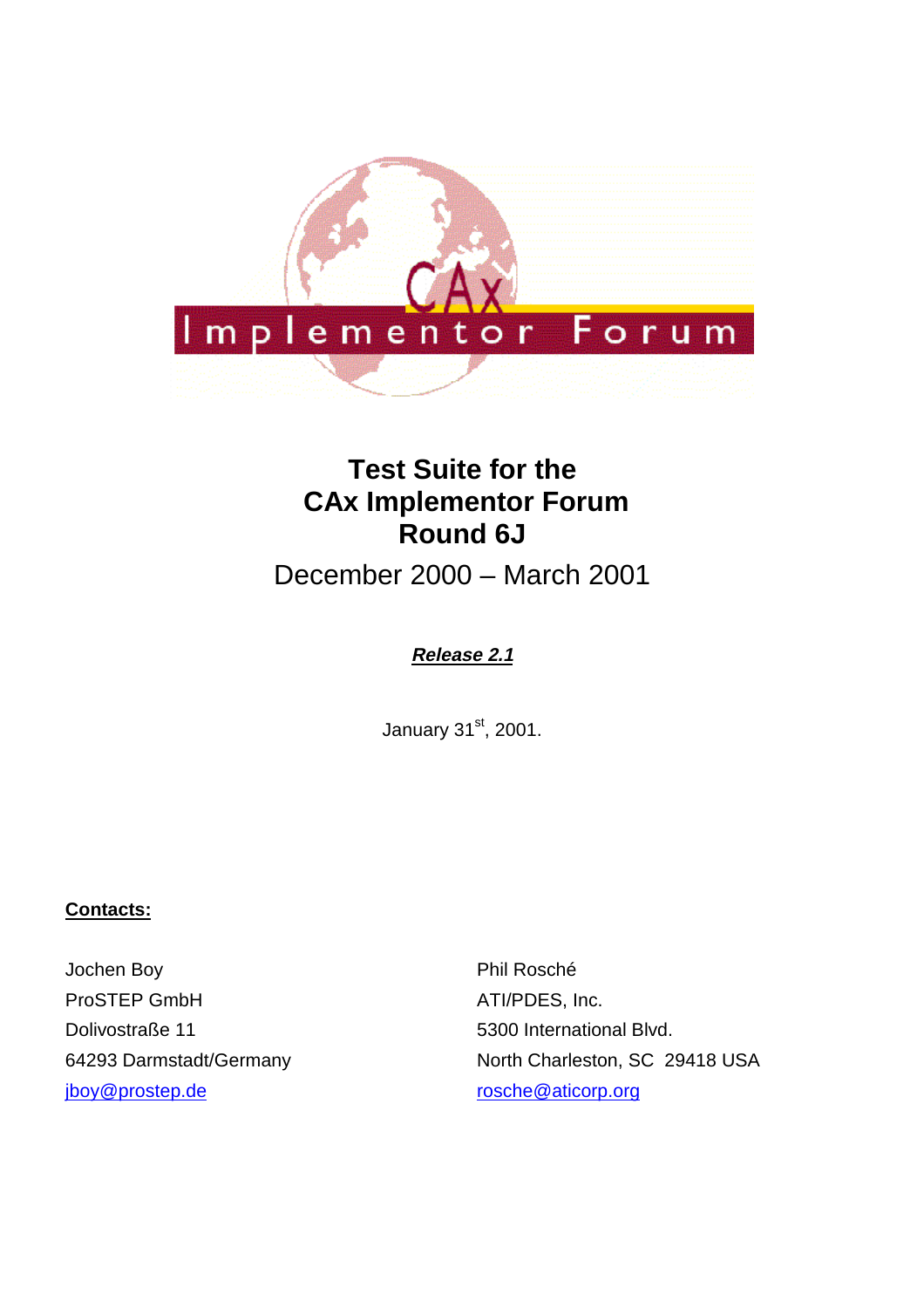# Test Suite for the CAx Implementor Forum Round 6J

December 2000 – March 2001

***Release 2.1***

January 31st, 2001.

**Contacts:**

Jochen Boy
ProSTEP GmbH
Dolivostraße 11
64293 Darmstadt/Germany
jboy@prostep.de

Phil Rosché
ATI/PDES, Inc.
5300 International Blvd.
North Charleston, SC 29418 USA
rosche@aticorp.org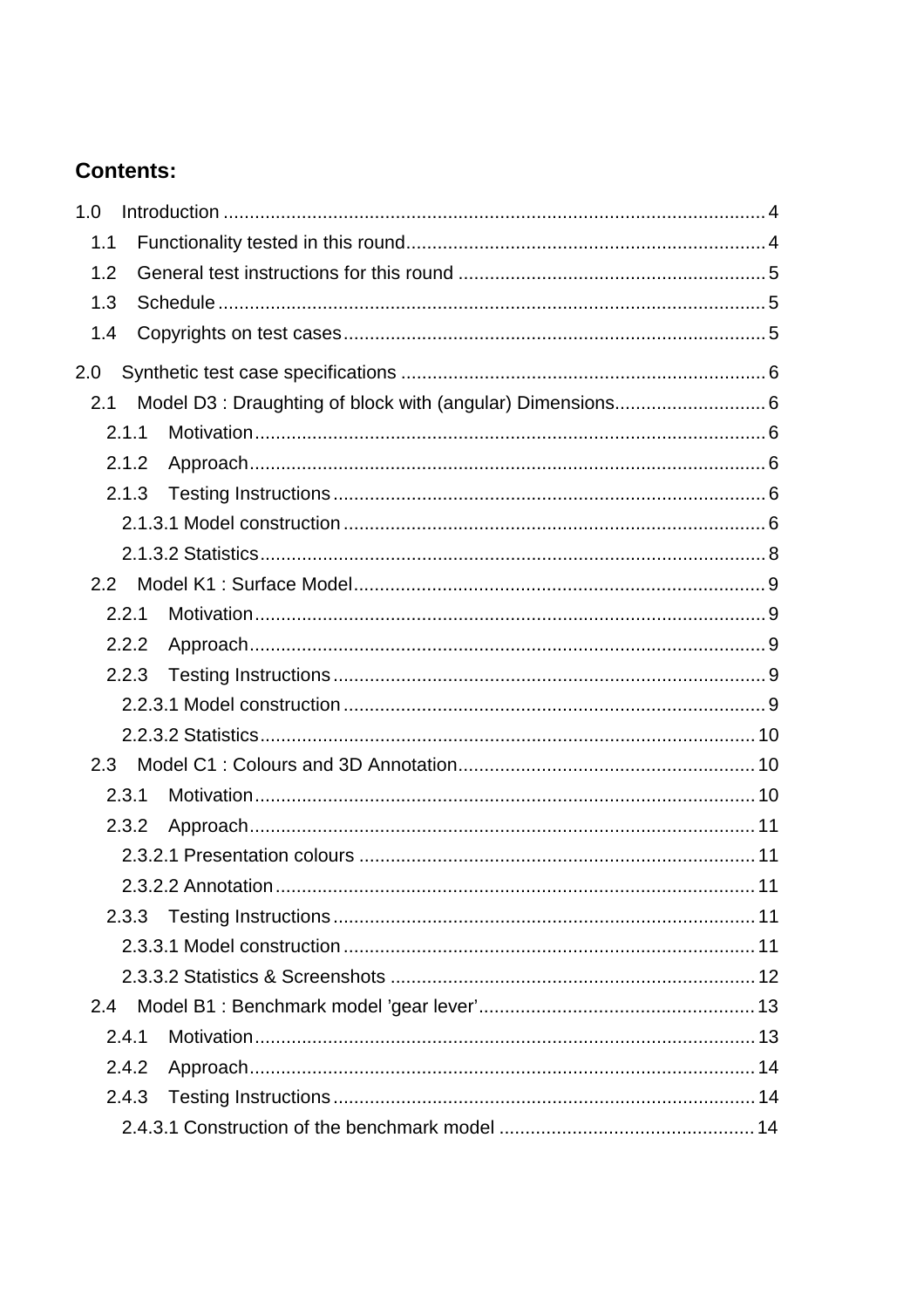# Contents:

1.0 Introduction ....................................................................................................... 4
- 1.1 Functionality tested in this round.................................................................... 4
- 1.2 General test instructions for this round .......................................................... 5
- 1.3 Schedule ........................................................................................................ 5
- 1.4 Copyrights on test cases................................................................................. 5

2.0 Synthetic test case specifications ..................................................................... 6
- 2.1 Model D3 : Draughting of block with (angular) Dimensions............................ 6
  - 2.1.1 Motivation................................................................................................. 6
  - 2.1.2 Approach.................................................................................................. 6
  - 2.1.3 Testing Instructions.................................................................................. 6
    - 2.1.3.1 Model construction ................................................................................ 6
    - 2.1.3.2 Statistics................................................................................................ 8
- 2.2 Model K1 : Surface Model.............................................................................. 9
  - 2.2.1 Motivation................................................................................................. 9
  - 2.2.2 Approach.................................................................................................. 9
  - 2.2.3 Testing Instructions.................................................................................. 9
    - 2.2.3.1 Model construction ................................................................................ 9
    - 2.2.3.2 Statistics.............................................................................................. 10
- 2.3 Model C1 : Colours and 3D Annotation........................................................ 10
  - 2.3.1 Motivation............................................................................................... 10
  - 2.3.2 Approach................................................................................................ 11
    - 2.3.2.1 Presentation colours ........................................................................... 11
    - 2.3.2.2 Annotation........................................................................................... 11
  - 2.3.3 Testing Instructions................................................................................ 11
    - 2.3.3.1 Model construction .............................................................................. 11
    - 2.3.3.2 Statistics & Screenshots ..................................................................... 12
- 2.4 Model B1 : Benchmark model 'gear lever'.................................................... 13
  - 2.4.1 Motivation............................................................................................... 13
  - 2.4.2 Approach................................................................................................ 14
  - 2.4.3 Testing Instructions................................................................................ 14
    - 2.4.3.1 Construction of the benchmark model ................................................ 14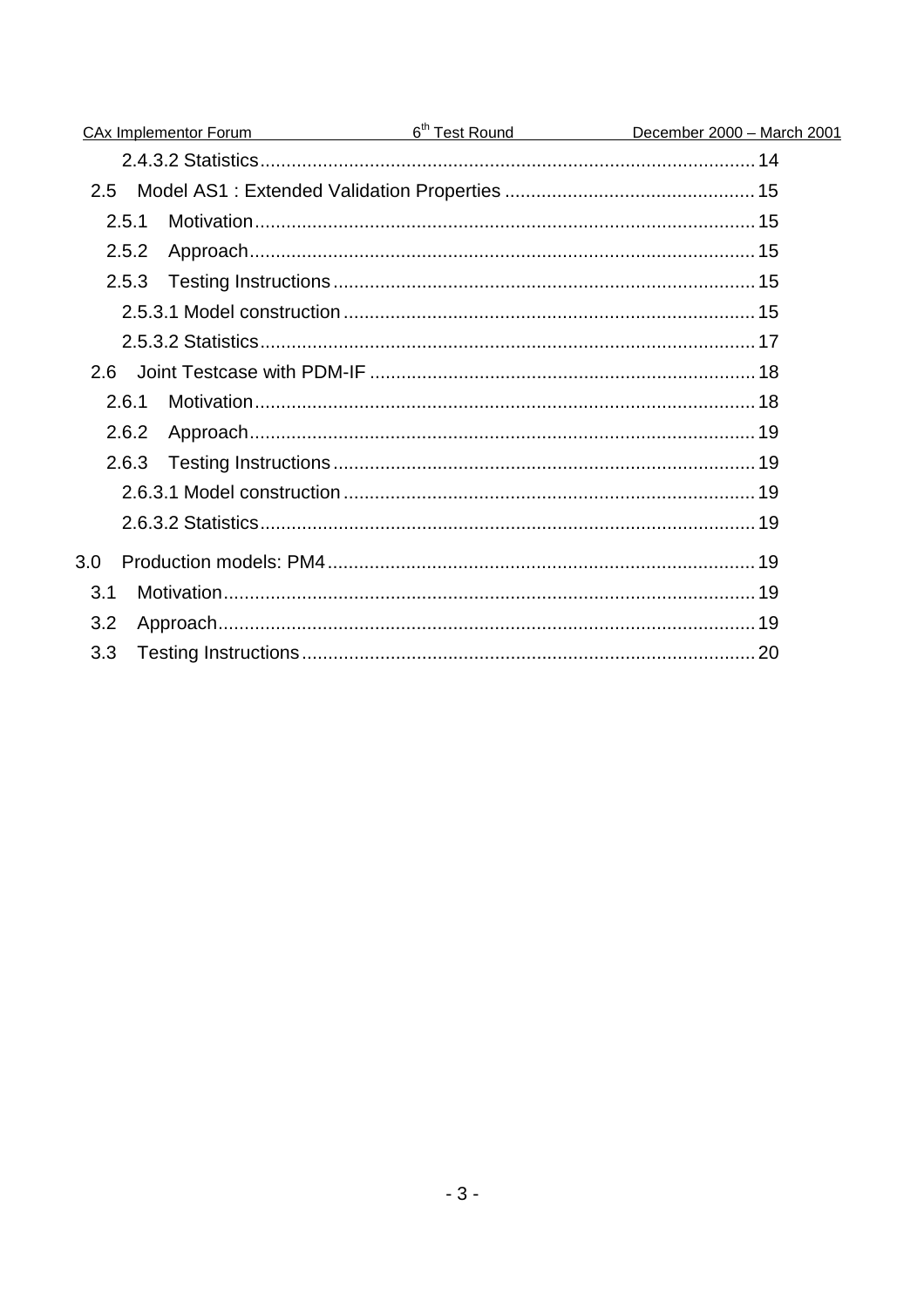2.4.3.2 Statistics .............................................................................................. 14

2.5 Model AS1 : Extended Validation Properties ............................................... 15

2.5.1 Motivation ............................................................................................... 15

2.5.2 Approach ................................................................................................ 15

2.5.3 Testing Instructions ................................................................................ 15

2.5.3.1 Model construction .............................................................................. 15

2.5.3.2 Statistics .............................................................................................. 17

2.6 Joint Testcase with PDM-IF ......................................................................... 18

2.6.1 Motivation ............................................................................................... 18

2.6.2 Approach ................................................................................................ 19

2.6.3 Testing Instructions ................................................................................ 19

2.6.3.1 Model construction .............................................................................. 19

2.6.3.2 Statistics .............................................................................................. 19

3.0 Production models: PM4 ................................................................................. 19

3.1 Motivation ..................................................................................................... 19

3.2 Approach ...................................................................................................... 19

3.3 Testing Instructions ...................................................................................... 20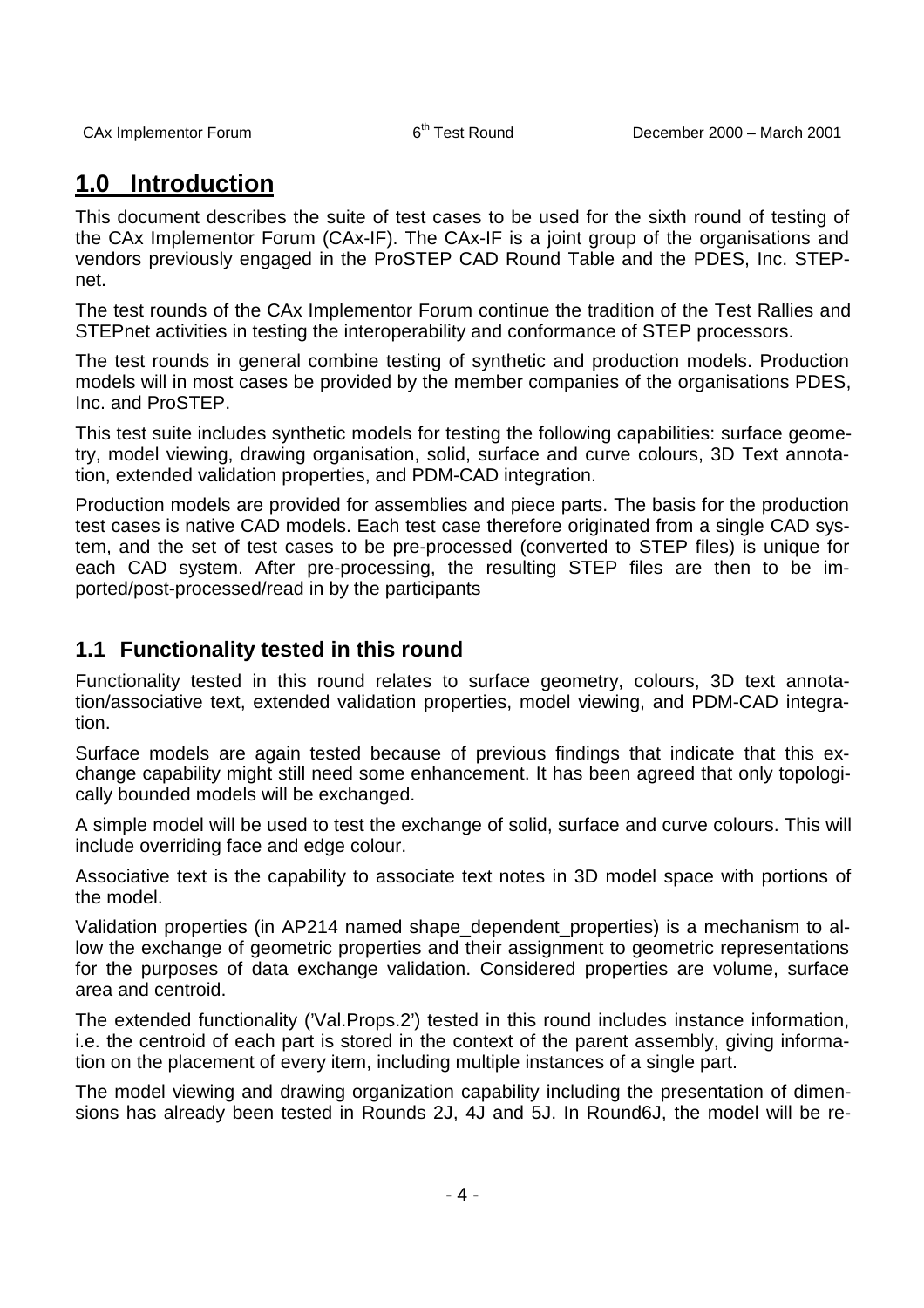# 1.0 Introduction

This document describes the suite of test cases to be used for the sixth round of testing of the CAx Implementor Forum (CAx-IF). The CAx-IF is a joint group of the organisations and vendors previously engaged in the ProSTEP CAD Round Table and the PDES, Inc. STEP-net.

The test rounds of the CAx Implementor Forum continue the tradition of the Test Rallies and STEPnet activities in testing the interoperability and conformance of STEP processors.

The test rounds in general combine testing of synthetic and production models. Production models will in most cases be provided by the member companies of the organisations PDES, Inc. and ProSTEP.

This test suite includes synthetic models for testing the following capabilities: surface geometry, model viewing, drawing organisation, solid, surface and curve colours, 3D Text annotation, extended validation properties, and PDM-CAD integration.

Production models are provided for assemblies and piece parts. The basis for the production test cases is native CAD models. Each test case therefore originated from a single CAD system, and the set of test cases to be pre-processed (converted to STEP files) is unique for each CAD system. After pre-processing, the resulting STEP files are then to be imported/post-processed/read in by the participants

## 1.1 Functionality tested in this round

Functionality tested in this round relates to surface geometry, colours, 3D text annotation/associative text, extended validation properties, model viewing, and PDM-CAD integration.

Surface models are again tested because of previous findings that indicate that this exchange capability might still need some enhancement. It has been agreed that only topologically bounded models will be exchanged.

A simple model will be used to test the exchange of solid, surface and curve colours. This will include overriding face and edge colour.

Associative text is the capability to associate text notes in 3D model space with portions of the model.

Validation properties (in AP214 named shape_dependent_properties) is a mechanism to allow the exchange of geometric properties and their assignment to geometric representations for the purposes of data exchange validation. Considered properties are volume, surface area and centroid.

The extended functionality ('Val.Props.2') tested in this round includes instance information, i.e. the centroid of each part is stored in the context of the parent assembly, giving information on the placement of every item, including multiple instances of a single part.

The model viewing and drawing organization capability including the presentation of dimensions has already been tested in Rounds 2J, 4J and 5J. In Round6J, the model will be re-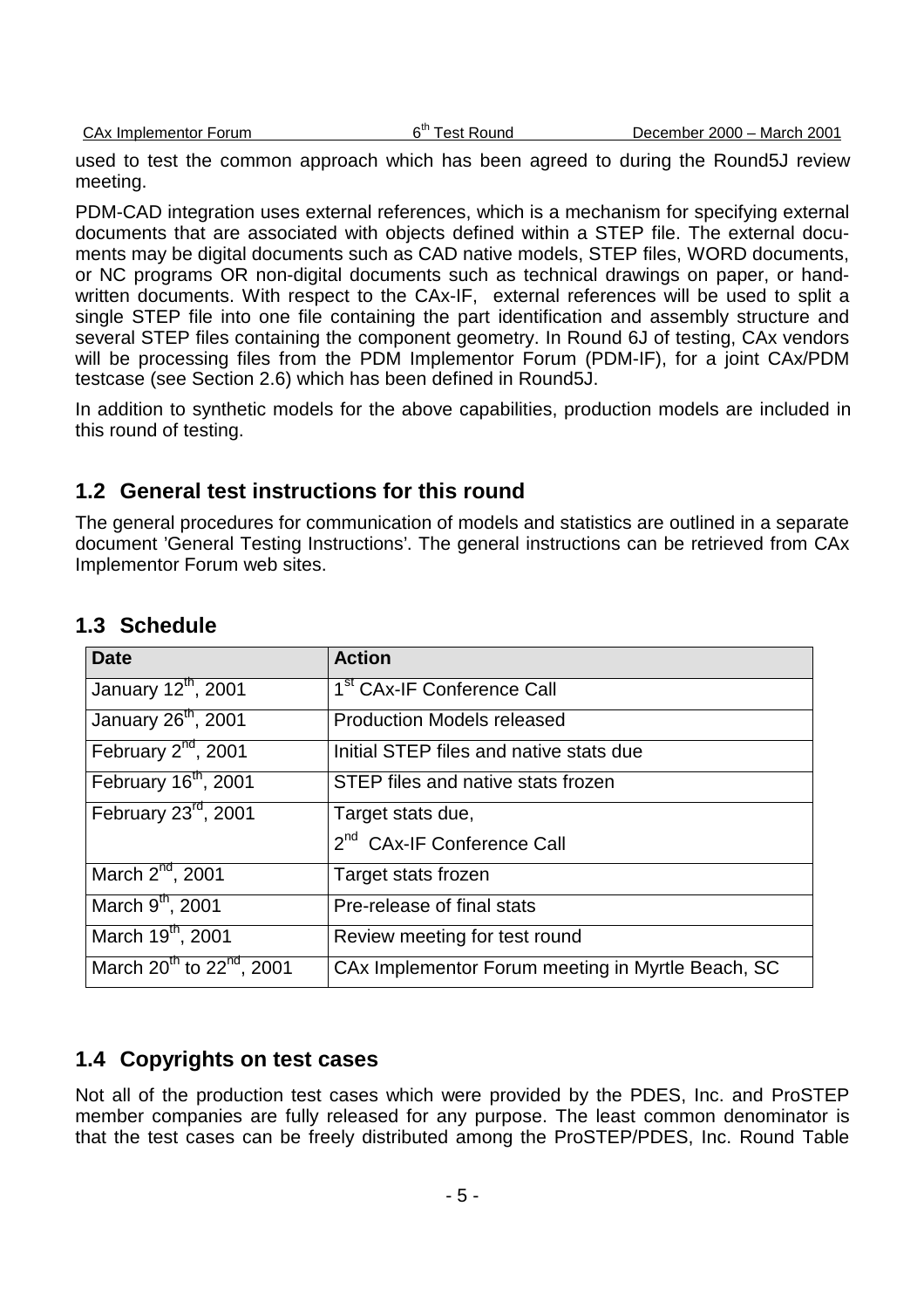used to test the common approach which has been agreed to during the Round5J review meeting.

PDM-CAD integration uses external references, which is a mechanism for specifying external documents that are associated with objects defined within a STEP file. The external documents may be digital documents such as CAD native models, STEP files, WORD documents, or NC programs OR non-digital documents such as technical drawings on paper, or hand-written documents. With respect to the CAx-IF, external references will be used to split a single STEP file into one file containing the part identification and assembly structure and several STEP files containing the component geometry. In Round 6J of testing, CAx vendors will be processing files from the PDM Implementor Forum (PDM-IF), for a joint CAx/PDM testcase (see Section 2.6) which has been defined in Round5J.

In addition to synthetic models for the above capabilities, production models are included in this round of testing.

## 1.2 General test instructions for this round

The general procedures for communication of models and statistics are outlined in a separate document 'General Testing Instructions'. The general instructions can be retrieved from CAx Implementor Forum web sites.

## 1.3 Schedule

| Date | Action |
|---|---|
| January 12th, 2001 | 1st CAx-IF Conference Call |
| January 26th, 2001 | Production Models released |
| February 2nd, 2001 | Initial STEP files and native stats due |
| February 16th, 2001 | STEP files and native stats frozen |
| February 23rd, 2001 | Target stats due,<br>2nd CAx-IF Conference Call |
| March 2nd, 2001 | Target stats frozen |
| March 9th, 2001 | Pre-release of final stats |
| March 19th, 2001 | Review meeting for test round |
| March 20th to 22nd, 2001 | CAx Implementor Forum meeting in Myrtle Beach, SC |

## 1.4 Copyrights on test cases

Not all of the production test cases which were provided by the PDES, Inc. and ProSTEP member companies are fully released for any purpose. The least common denominator is that the test cases can be freely distributed among the ProSTEP/PDES, Inc. Round Table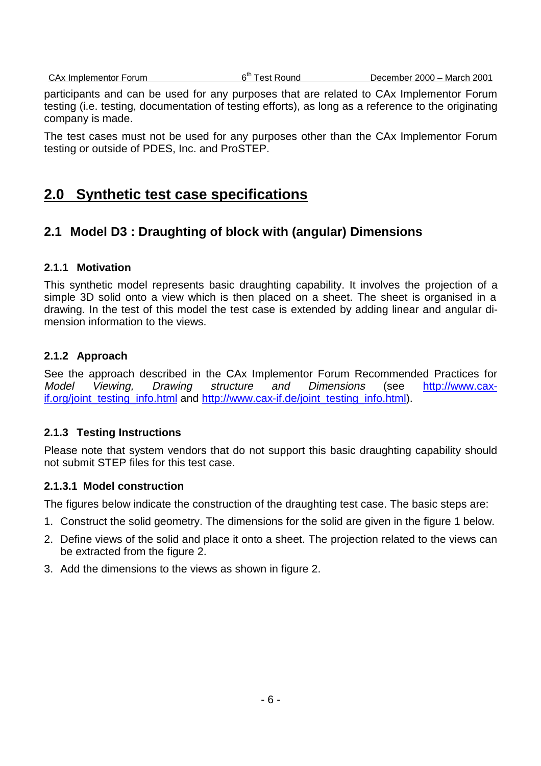participants and can be used for any purposes that are related to CAx Implementor Forum testing (i.e. testing, documentation of testing efforts), as long as a reference to the originating company is made.

The test cases must not be used for any purposes other than the CAx Implementor Forum testing or outside of PDES, Inc. and ProSTEP.

# 2.0 Synthetic test case specifications

## 2.1 Model D3 : Draughting of block with (angular) Dimensions

### 2.1.1 Motivation

This synthetic model represents basic draughting capability. It involves the projection of a simple 3D solid onto a view which is then placed on a sheet. The sheet is organised in a drawing. In the test of this model the test case is extended by adding linear and angular dimension information to the views.

### 2.1.2 Approach

See the approach described in the CAx Implementor Forum Recommended Practices for *Model Viewing, Drawing structure and Dimensions* (see http://www.cax-if.org/joint_testing_info.html and http://www.cax-if.de/joint_testing_info.html).

### 2.1.3 Testing Instructions

Please note that system vendors that do not support this basic draughting capability should not submit STEP files for this test case.

#### 2.1.3.1 Model construction

The figures below indicate the construction of the draughting test case. The basic steps are:

1. Construct the solid geometry. The dimensions for the solid are given in the figure 1 below.
2. Define views of the solid and place it onto a sheet. The projection related to the views can be extracted from the figure 2.
3. Add the dimensions to the views as shown in figure 2.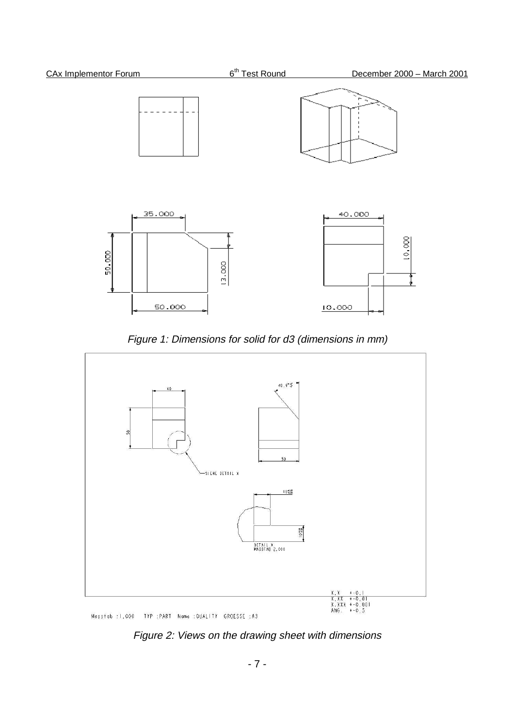Figure 1: Dimensions for solid for d3 (dimensions in mm)

Figure 2: Views on the drawing sheet with dimensions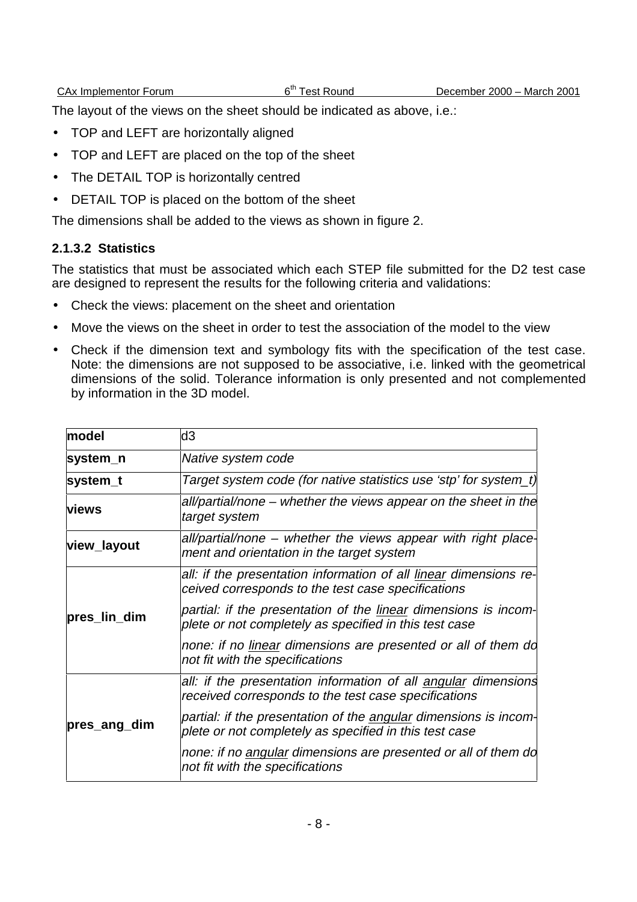The layout of the views on the sheet should be indicated as above, i.e.:

- TOP and LEFT are horizontally aligned
- TOP and LEFT are placed on the top of the sheet
- The DETAIL TOP is horizontally centred
- DETAIL TOP is placed on the bottom of the sheet

The dimensions shall be added to the views as shown in figure 2.

#### 2.1.3.2 Statistics

The statistics that must be associated which each STEP file submitted for the D2 test case are designed to represent the results for the following criteria and validations:

- Check the views: placement on the sheet and orientation
- Move the views on the sheet in order to test the association of the model to the view
- Check if the dimension text and symbology fits with the specification of the test case. Note: the dimensions are not supposed to be associative, i.e. linked with the geometrical dimensions of the solid. Tolerance information is only presented and not complemented by information in the 3D model.

| **model** | d3 |
|---|---|
| **system_n** | *Native system code* |
| **system_t** | *Target system code (for native statistics use 'stp' for system_t)* |
| **views** | *all/partial/none – whether the views appear on the sheet in the target system* |
| **view_layout** | *all/partial/none – whether the views appear with right placement and orientation in the target system* |
| **pres_lin_dim** | *all: if the presentation information of all linear dimensions received corresponds to the test case specifications*<br>*partial: if the presentation of the linear dimensions is incomplete or not completely as specified in this test case*<br>*none: if no linear dimensions are presented or all of them do not fit with the specifications* |
| **pres_ang_dim** | *all: if the presentation information of all angular dimensions received corresponds to the test case specifications*<br>*partial: if the presentation of the angular dimensions is incomplete or not completely as specified in this test case*<br>*none: if no angular dimensions are presented or all of them do not fit with the specifications* |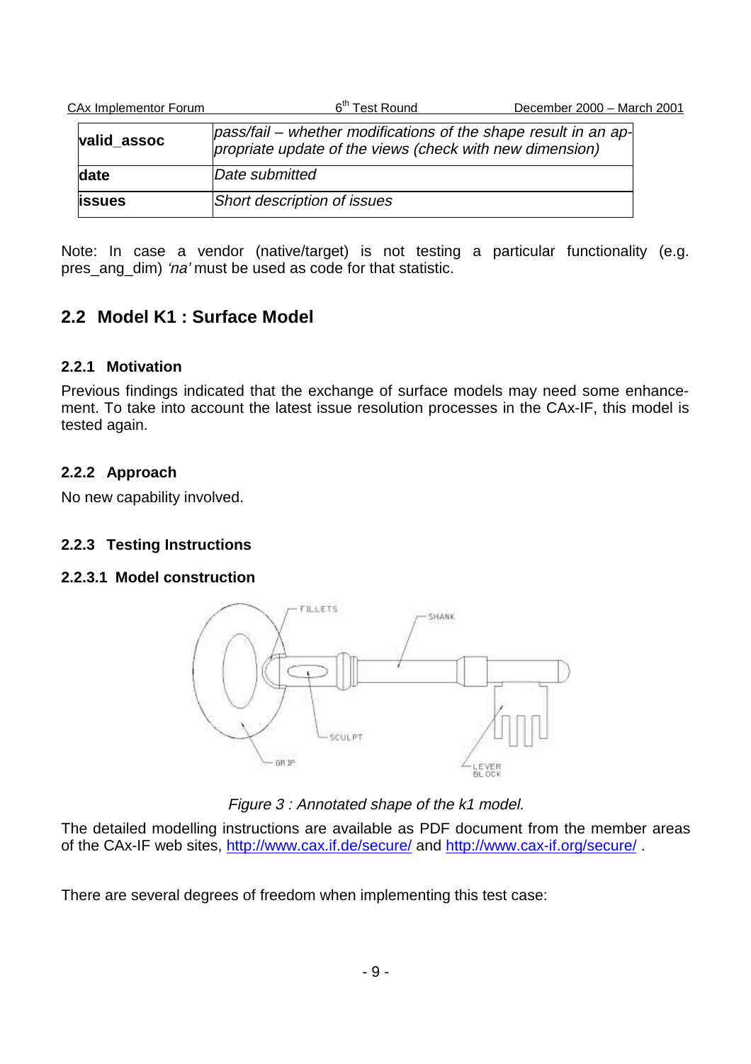| | |
|---|---|
| **valid_assoc** | *pass/fail – whether modifications of the shape result in an appropriate update of the views (check with new dimension)* |
| **date** | *Date submitted* |
| **issues** | *Short description of issues* |

Note: In case a vendor (native/target) is not testing a particular functionality (e.g. pres_ang_dim) *'na'* must be used as code for that statistic.

## 2.2 Model K1 : Surface Model

### 2.2.1 Motivation

Previous findings indicated that the exchange of surface models may need some enhancement. To take into account the latest issue resolution processes in the CAx-IF, this model is tested again.

### 2.2.2 Approach

No new capability involved.

### 2.2.3 Testing Instructions

#### 2.2.3.1 Model construction

*Figure 3 : Annotated shape of the k1 model.*

The detailed modelling instructions are available as PDF document from the member areas of the CAx-IF web sites, http://www.cax.if.de/secure/ and http://www.cax-if.org/secure/ .

There are several degrees of freedom when implementing this test case: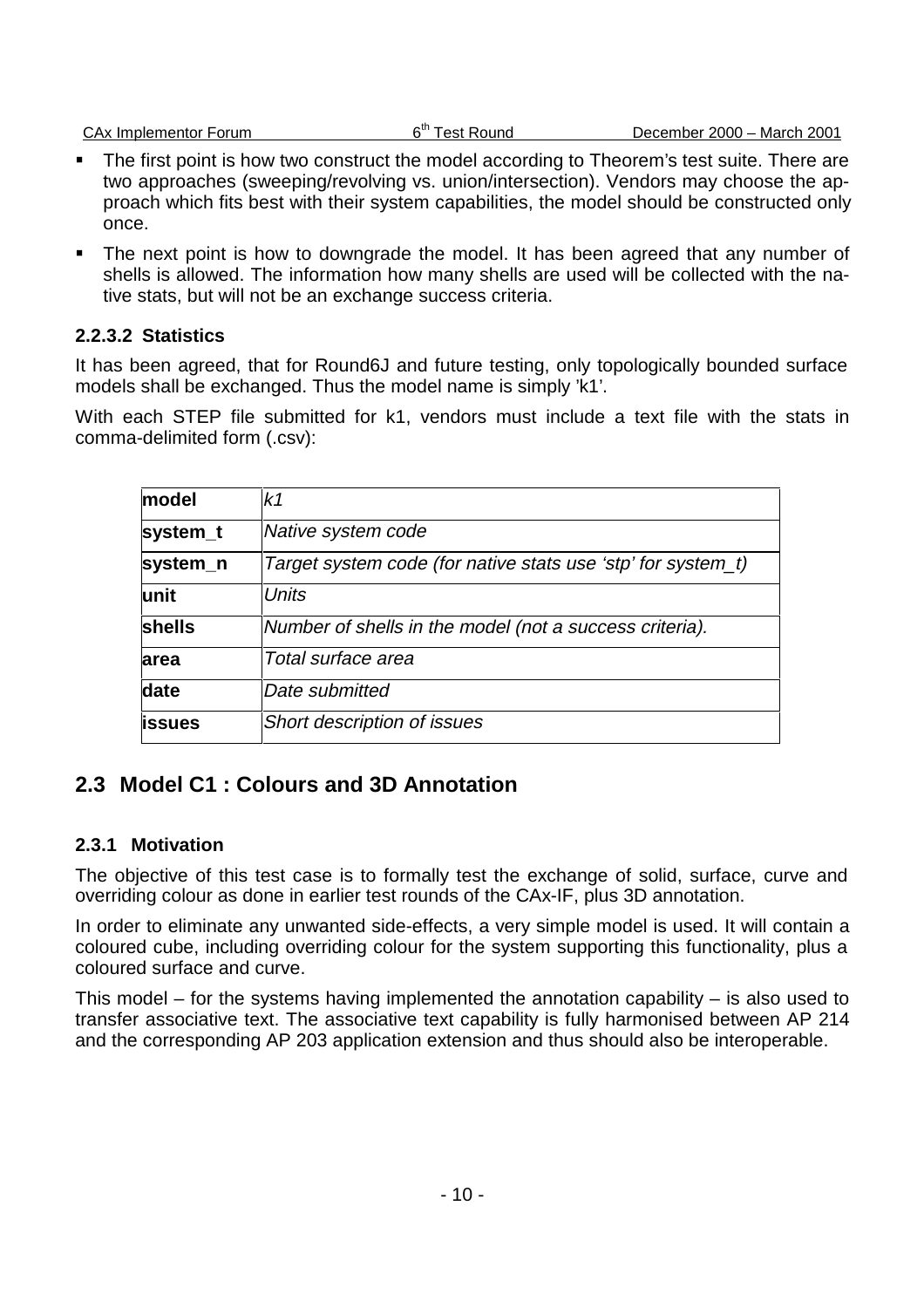- The first point is how two construct the model according to Theorem's test suite. There are two approaches (sweeping/revolving vs. union/intersection). Vendors may choose the approach which fits best with their system capabilities, the model should be constructed only once.
- The next point is how to downgrade the model. It has been agreed that any number of shells is allowed. The information how many shells are used will be collected with the native stats, but will not be an exchange success criteria.

#### 2.2.3.2 Statistics

It has been agreed, that for Round6J and future testing, only topologically bounded surface models shall be exchanged. Thus the model name is simply 'k1'.

With each STEP file submitted for k1, vendors must include a text file with the stats in comma-delimited form (.csv):

| | |
|---|---|
| **model** | *k1* |
| **system_t** | *Native system code* |
| **system_n** | *Target system code (for native stats use 'stp' for system_t)* |
| **unit** | *Units* |
| **shells** | *Number of shells in the model (not a success criteria).* |
| **area** | *Total surface area* |
| **date** | *Date submitted* |
| **issues** | *Short description of issues* |

## 2.3 Model C1 : Colours and 3D Annotation

### 2.3.1 Motivation

The objective of this test case is to formally test the exchange of solid, surface, curve and overriding colour as done in earlier test rounds of the CAx-IF, plus 3D annotation.

In order to eliminate any unwanted side-effects, a very simple model is used. It will contain a coloured cube, including overriding colour for the system supporting this functionality, plus a coloured surface and curve.

This model – for the systems having implemented the annotation capability – is also used to transfer associative text. The associative text capability is fully harmonised between AP 214 and the corresponding AP 203 application extension and thus should also be interoperable.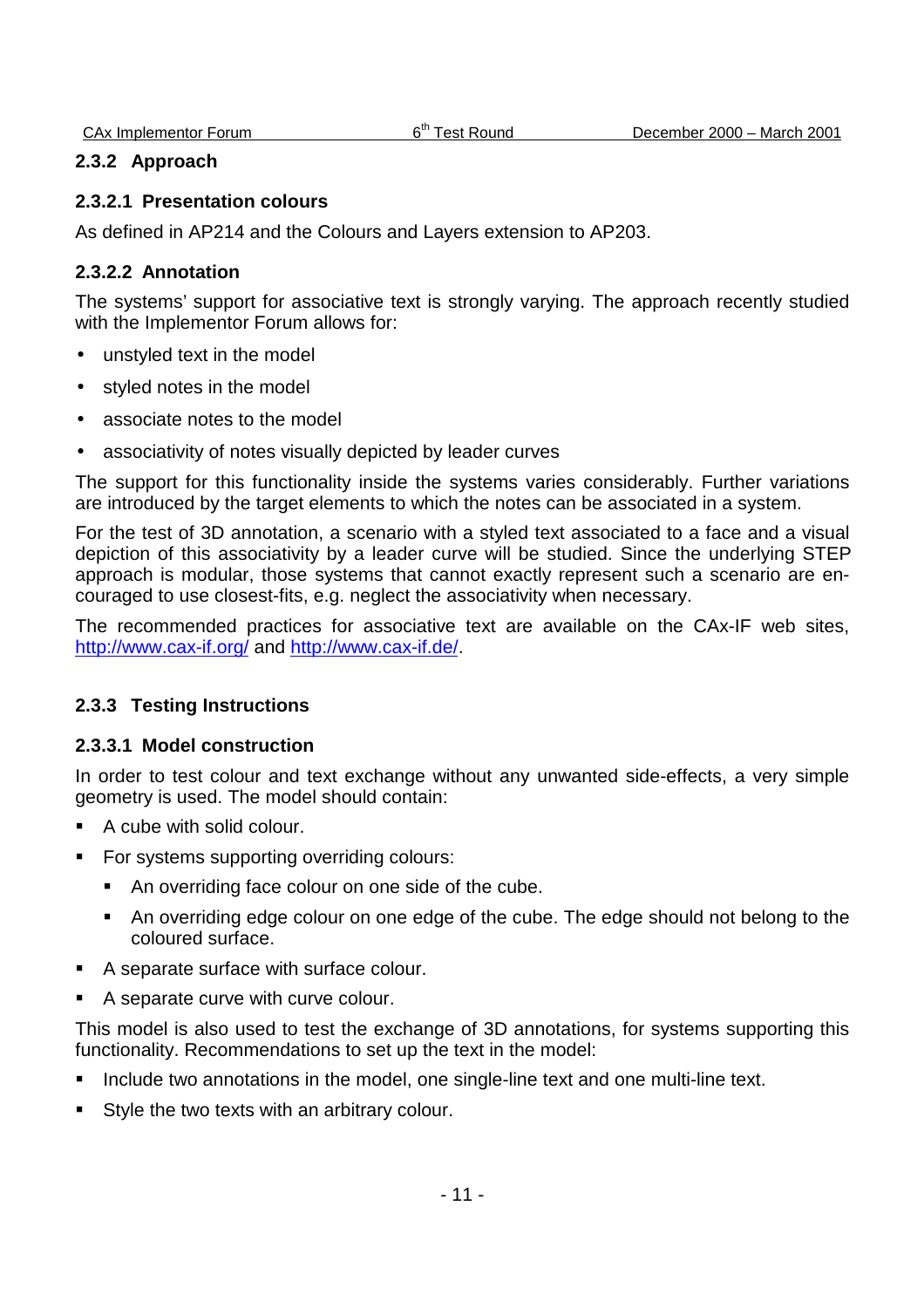### 2.3.2 Approach

#### 2.3.2.1 Presentation colours

As defined in AP214 and the Colours and Layers extension to AP203.

#### 2.3.2.2 Annotation

The systems' support for associative text is strongly varying. The approach recently studied with the Implementor Forum allows for:

- unstyled text in the model
- styled notes in the model
- associate notes to the model
- associativity of notes visually depicted by leader curves

The support for this functionality inside the systems varies considerably. Further variations are introduced by the target elements to which the notes can be associated in a system.

For the test of 3D annotation, a scenario with a styled text associated to a face and a visual depiction of this associativity by a leader curve will be studied. Since the underlying STEP approach is modular, those systems that cannot exactly represent such a scenario are encouraged to use closest-fits, e.g. neglect the associativity when necessary.

The recommended practices for associative text are available on the CAx-IF web sites, http://www.cax-if.org/ and http://www.cax-if.de/.

### 2.3.3 Testing Instructions

#### 2.3.3.1 Model construction

In order to test colour and text exchange without any unwanted side-effects, a very simple geometry is used. The model should contain:

- A cube with solid colour.
- For systems supporting overriding colours:
  - An overriding face colour on one side of the cube.
  - An overriding edge colour on one edge of the cube. The edge should not belong to the coloured surface.
- A separate surface with surface colour.
- A separate curve with curve colour.

This model is also used to test the exchange of 3D annotations, for systems supporting this functionality. Recommendations to set up the text in the model:

- Include two annotations in the model, one single-line text and one multi-line text.
- Style the two texts with an arbitrary colour.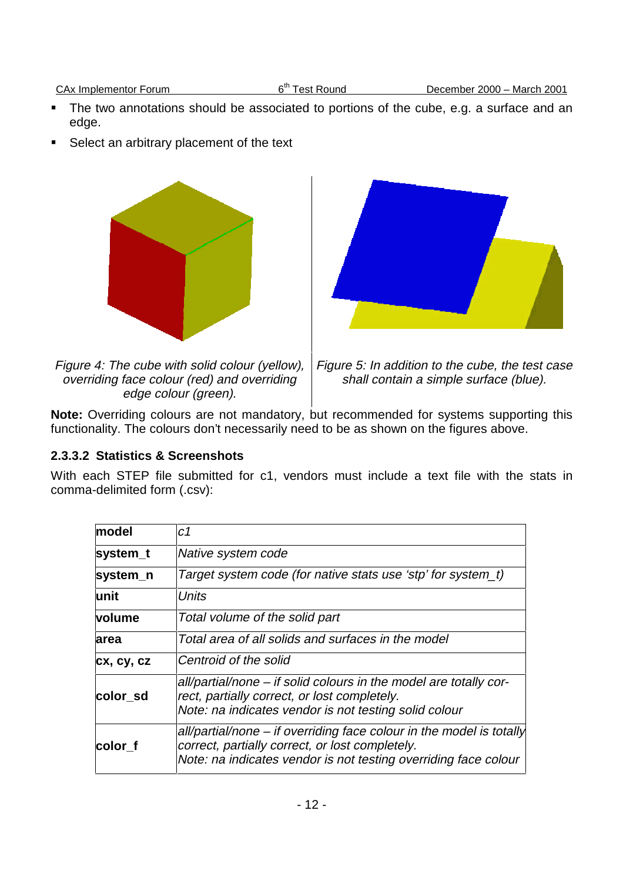- The two annotations should be associated to portions of the cube, e.g. a surface and an edge.
- Select an arbitrary placement of the text

*Figure 4: The cube with solid colour (yellow), overriding face colour (red) and overriding edge colour (green).*

*Figure 5: In addition to the cube, the test case shall contain a simple surface (blue).*

**Note:** Overriding colours are not mandatory, but recommended for systems supporting this functionality. The colours don't necessarily need to be as shown on the figures above.

#### 2.3.3.2 Statistics & Screenshots

With each STEP file submitted for c1, vendors must include a text file with the stats in comma-delimited form (.csv):

| | |
|---|---|
| **model** | *c1* |
| **system_t** | *Native system code* |
| **system_n** | *Target system code (for native stats use 'stp' for system_t)* |
| **unit** | *Units* |
| **volume** | *Total volume of the solid part* |
| **area** | *Total area of all solids and surfaces in the model* |
| **cx, cy, cz** | *Centroid of the solid* |
| **color_sd** | *all/partial/none – if solid colours in the model are totally correct, partially correct, or lost completely.*<br>*Note: na indicates vendor is not testing solid colour* |
| **color_f** | *all/partial/none – if overriding face colour in the model is totally correct, partially correct, or lost completely.*<br>*Note: na indicates vendor is not testing overriding face colour* |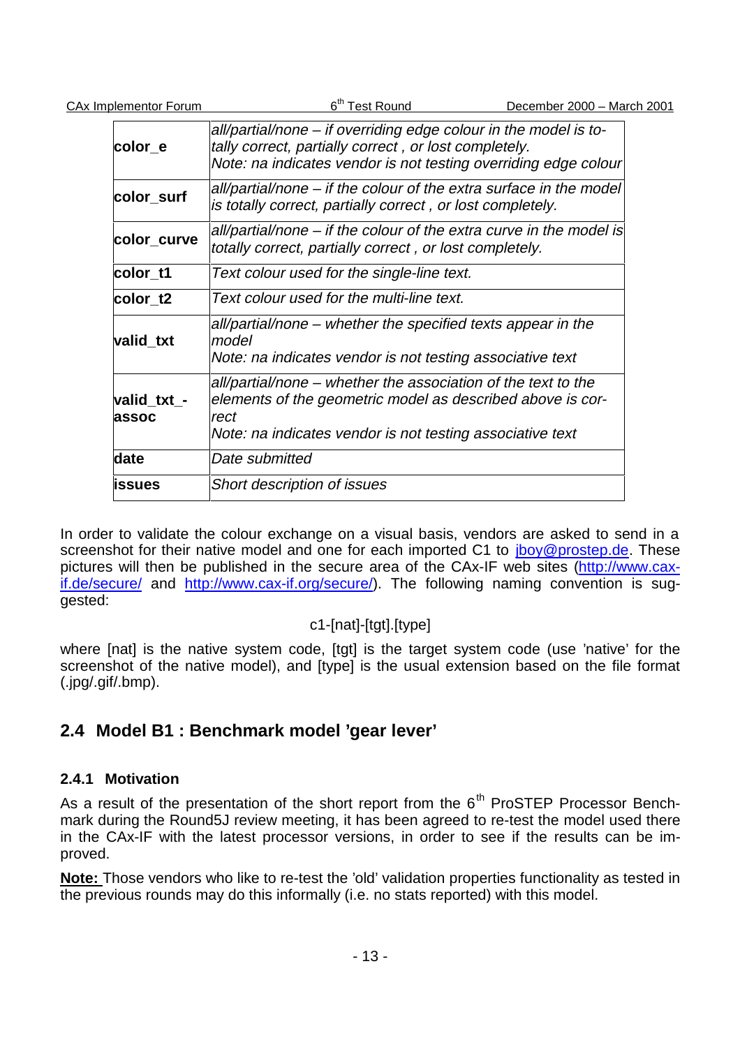| | |
|---|---|
| **color_e** | *all/partial/none – if overriding edge colour in the model is totally correct, partially correct , or lost completely. Note: na indicates vendor is not testing overriding edge colour* |
| **color_surf** | *all/partial/none – if the colour of the extra surface in the model is totally correct, partially correct , or lost completely.* |
| **color_curve** | *all/partial/none – if the colour of the extra curve in the model is totally correct, partially correct , or lost completely.* |
| **color_t1** | *Text colour used for the single-line text.* |
| **color_t2** | *Text colour used for the multi-line text.* |
| **valid_txt** | *all/partial/none – whether the specified texts appear in the model Note: na indicates vendor is not testing associative text* |
| **valid_txt_-assoc** | *all/partial/none – whether the association of the text to the elements of the geometric model as described above is correct Note: na indicates vendor is not testing associative text* |
| **date** | *Date submitted* |
| **issues** | *Short description of issues* |

In order to validate the colour exchange on a visual basis, vendors are asked to send in a screenshot for their native model and one for each imported C1 to jboy@prostep.de. These pictures will then be published in the secure area of the CAx-IF web sites (http://www.cax-if.de/secure/ and http://www.cax-if.org/secure/). The following naming convention is suggested:

c1-[nat]-[tgt].[type]

where [nat] is the native system code, [tgt] is the target system code (use 'native' for the screenshot of the native model), and [type] is the usual extension based on the file format (.jpg/.gif/.bmp).

## 2.4 Model B1 : Benchmark model 'gear lever'

### 2.4.1 Motivation

As a result of the presentation of the short report from the 6th ProSTEP Processor Benchmark during the Round5J review meeting, it has been agreed to re-test the model used there in the CAx-IF with the latest processor versions, in order to see if the results can be improved.

**Note:** Those vendors who like to re-test the 'old' validation properties functionality as tested in the previous rounds may do this informally (i.e. no stats reported) with this model.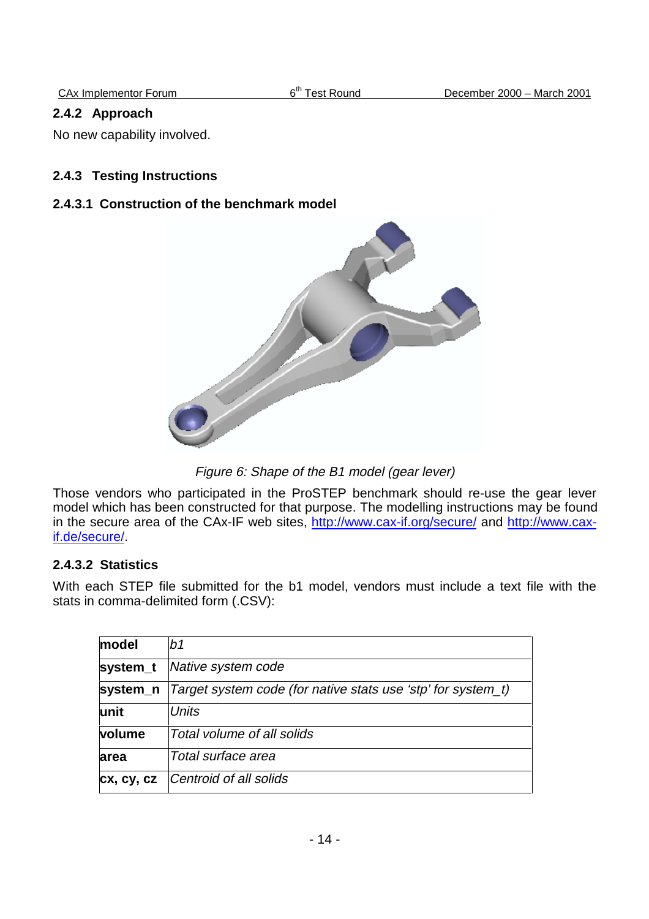### 2.4.2 Approach

No new capability involved.

### 2.4.3 Testing Instructions

#### 2.4.3.1 Construction of the benchmark model

*Figure 6: Shape of the B1 model (gear lever)*

Those vendors who participated in the ProSTEP benchmark should re-use the gear lever model which has been constructed for that purpose. The modelling instructions may be found in the secure area of the CAx-IF web sites, http://www.cax-if.org/secure/ and http://www.cax-if.de/secure/.

#### 2.4.3.2 Statistics

With each STEP file submitted for the b1 model, vendors must include a text file with the stats in comma-delimited form (.CSV):

| **model** | *b1* |
|---|---|
| **system_t** | *Native system code* |
| **system_n** | *Target system code (for native stats use 'stp' for system_t)* |
| **unit** | *Units* |
| **volume** | *Total volume of all solids* |
| **area** | *Total surface area* |
| **cx, cy, cz** | *Centroid of all solids* |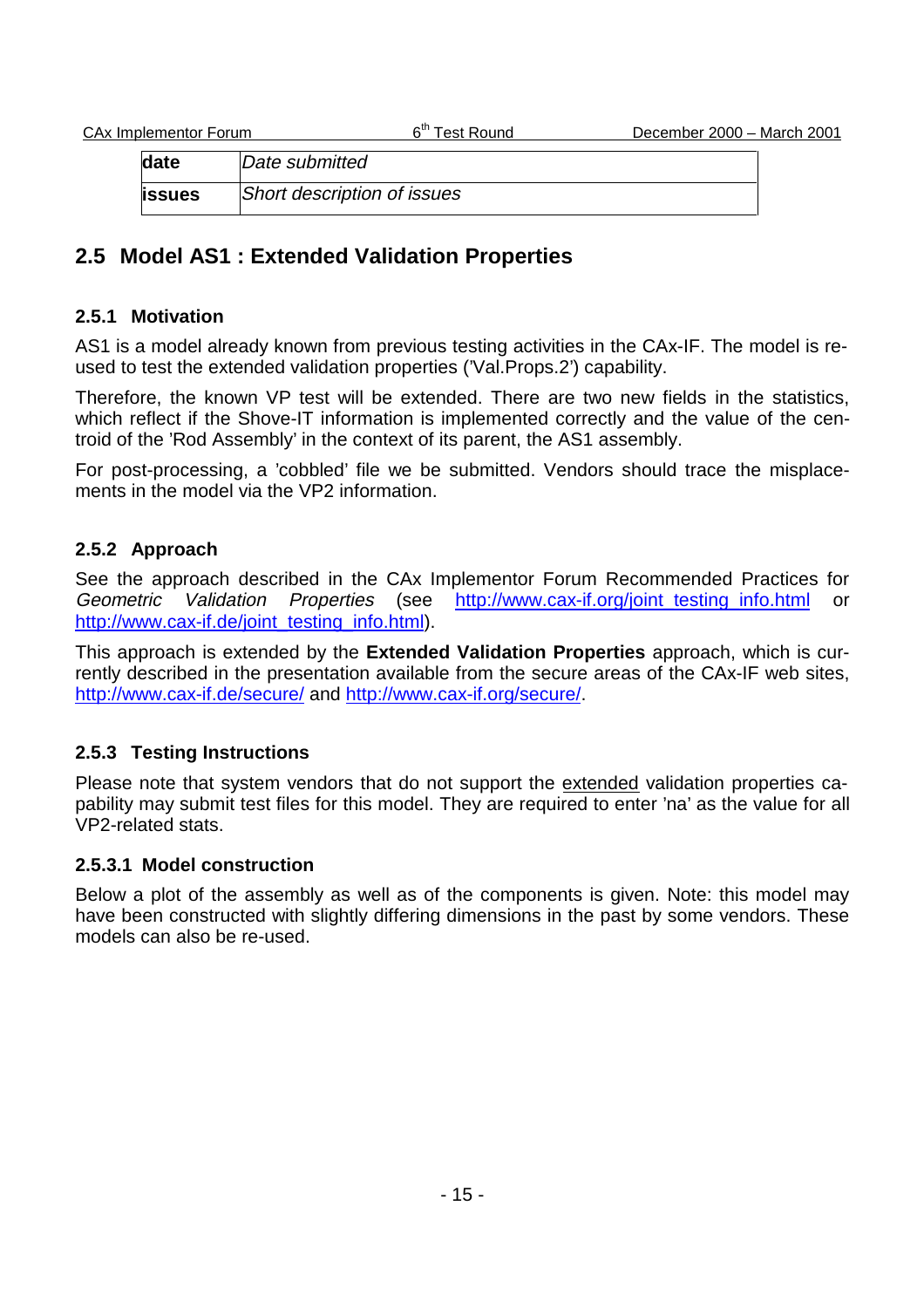| date | *Date submitted* |
| --- | --- |
| **issues** | *Short description of issues* |

## 2.5 Model AS1 : Extended Validation Properties

### 2.5.1 Motivation

AS1 is a model already known from previous testing activities in the CAx-IF. The model is re-used to test the extended validation properties ('Val.Props.2') capability.

Therefore, the known VP test will be extended. There are two new fields in the statistics, which reflect if the Shove-IT information is implemented correctly and the value of the centroid of the 'Rod Assembly' in the context of its parent, the AS1 assembly.

For post-processing, a 'cobbled' file we be submitted. Vendors should trace the misplacements in the model via the VP2 information.

### 2.5.2 Approach

See the approach described in the CAx Implementor Forum Recommended Practices for *Geometric Validation Properties* (see http://www.cax-if.org/joint_testing_info.html or http://www.cax-if.de/joint_testing_info.html).

This approach is extended by the **Extended Validation Properties** approach, which is currently described in the presentation available from the secure areas of the CAx-IF web sites, http://www.cax-if.de/secure/ and http://www.cax-if.org/secure/.

### 2.5.3 Testing Instructions

Please note that system vendors that do not support the extended validation properties capability may submit test files for this model. They are required to enter 'na' as the value for all VP2-related stats.

#### 2.5.3.1 Model construction

Below a plot of the assembly as well as of the components is given. Note: this model may have been constructed with slightly differing dimensions in the past by some vendors. These models can also be re-used.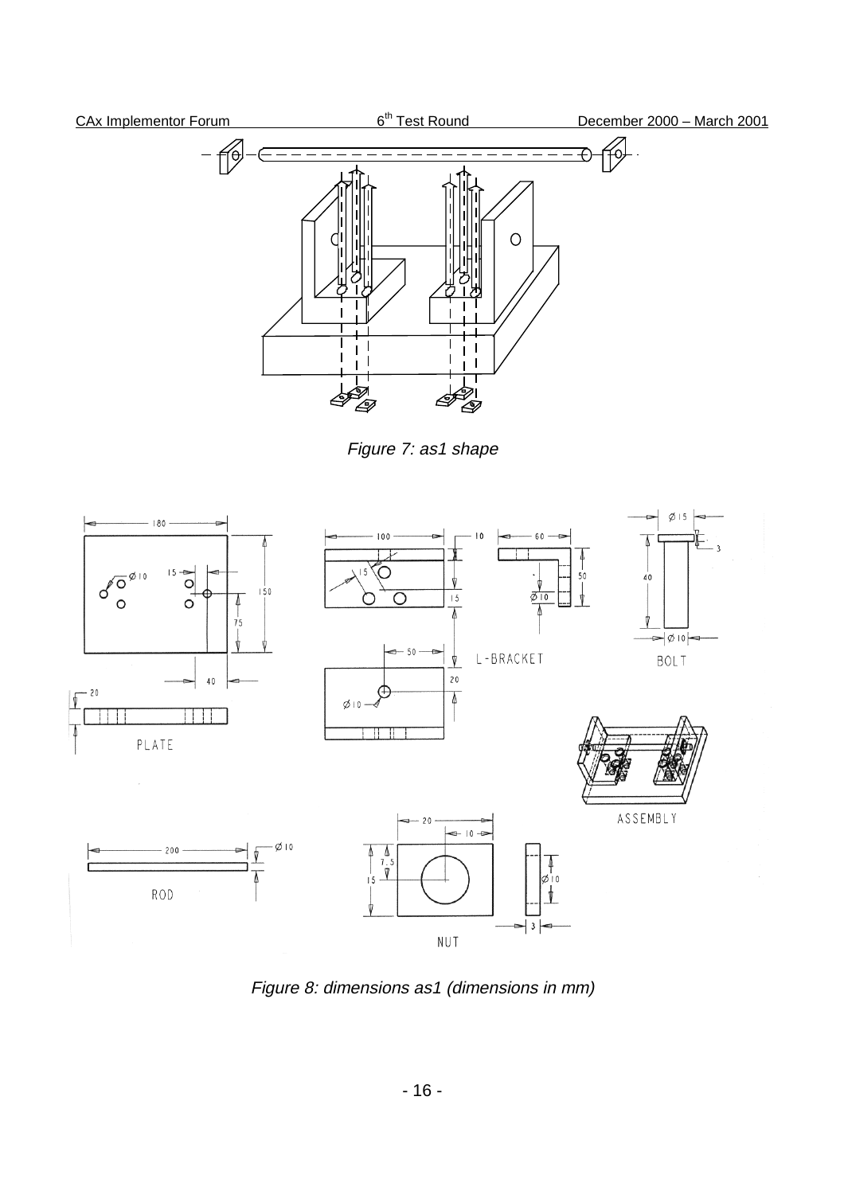*Figure 7: as1 shape*

*Figure 8: dimensions as1 (dimensions in mm)*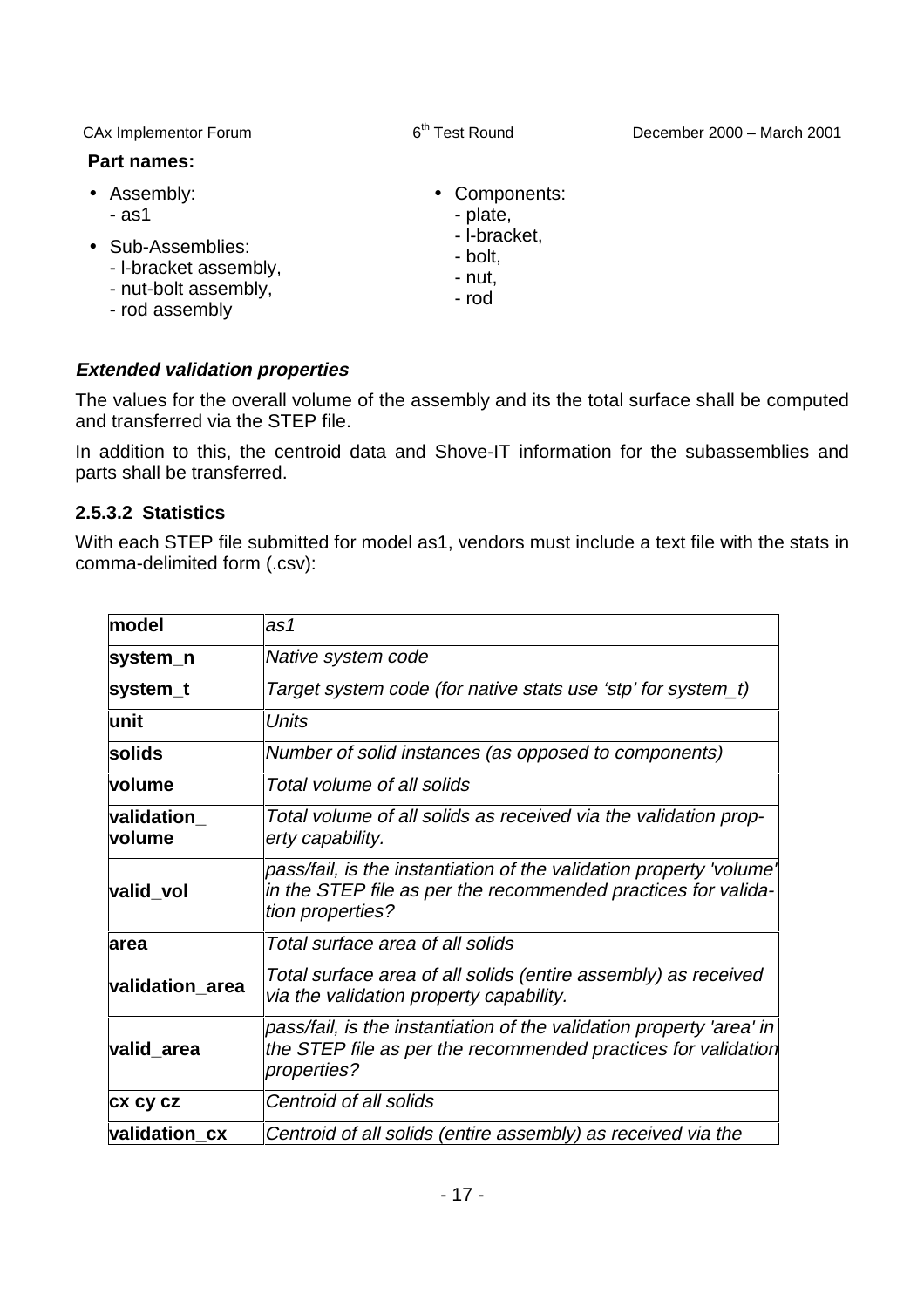**Part names:**

- Assembly:
  - as1
- Sub-Assemblies:
  - l-bracket assembly,
  - nut-bolt assembly,
  - rod assembly
- Components:
  - plate,
  - l-bracket,
  - bolt,
  - nut,
  - rod

***Extended validation properties***

The values for the overall volume of the assembly and its the total surface shall be computed and transferred via the STEP file.

In addition to this, the centroid data and Shove-IT information for the subassemblies and parts shall be transferred.

### 2.5.3.2 Statistics

With each STEP file submitted for model as1, vendors must include a text file with the stats in comma-delimited form (.csv):

| **model** | *as1* |
|---|---|
| **system_n** | *Native system code* |
| **system_t** | *Target system code (for native stats use 'stp' for system_t)* |
| **unit** | *Units* |
| **solids** | *Number of solid instances (as opposed to components)* |
| **volume** | *Total volume of all solids* |
| **validation_ volume** | *Total volume of all solids as received via the validation property capability.* |
| **valid_vol** | *pass/fail, is the instantiation of the validation property 'volume' in the STEP file as per the recommended practices for validation properties?* |
| **area** | *Total surface area of all solids* |
| **validation_area** | *Total surface area of all solids (entire assembly) as received via the validation property capability.* |
| **valid_area** | *pass/fail, is the instantiation of the validation property 'area' in the STEP file as per the recommended practices for validation properties?* |
| **cx cy cz** | *Centroid of all solids* |
| **validation_cx** | *Centroid of all solids (entire assembly) as received via the* |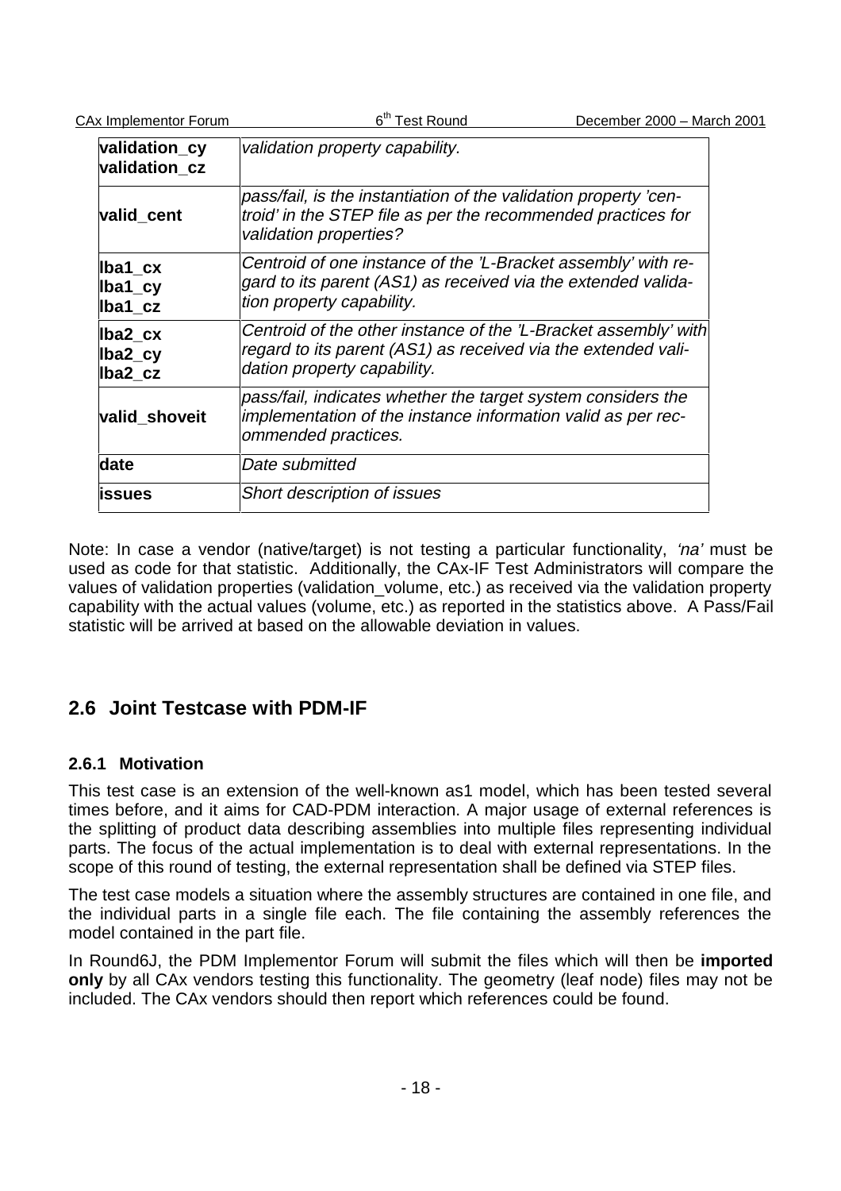| | |
|---|---|
| **validation_cy**<br>**validation_cz** | *validation property capability.* |
| **valid_cent** | *pass/fail, is the instantiation of the validation property 'centroid' in the STEP file as per the recommended practices for validation properties?* |
| **lba1_cx**<br>**lba1_cy**<br>**lba1_cz** | *Centroid of one instance of the 'L-Bracket assembly' with regard to its parent (AS1) as received via the extended validation property capability.* |
| **lba2_cx**<br>**lba2_cy**<br>**lba2_cz** | *Centroid of the other instance of the 'L-Bracket assembly' with regard to its parent (AS1) as received via the extended validation property capability.* |
| **valid_shoveit** | *pass/fail, indicates whether the target system considers the implementation of the instance information valid as per recommended practices.* |
| **date** | *Date submitted* |
| **issues** | *Short description of issues* |

Note: In case a vendor (native/target) is not testing a particular functionality, *'na'* must be used as code for that statistic. Additionally, the CAx-IF Test Administrators will compare the values of validation properties (validation_volume, etc.) as received via the validation property capability with the actual values (volume, etc.) as reported in the statistics above. A Pass/Fail statistic will be arrived at based on the allowable deviation in values.

## 2.6 Joint Testcase with PDM-IF

### 2.6.1 Motivation

This test case is an extension of the well-known as1 model, which has been tested several times before, and it aims for CAD-PDM interaction. A major usage of external references is the splitting of product data describing assemblies into multiple files representing individual parts. The focus of the actual implementation is to deal with external representations. In the scope of this round of testing, the external representation shall be defined via STEP files.

The test case models a situation where the assembly structures are contained in one file, and the individual parts in a single file each. The file containing the assembly references the model contained in the part file.

In Round6J, the PDM Implementor Forum will submit the files which will then be **imported only** by all CAx vendors testing this functionality. The geometry (leaf node) files may not be included. The CAx vendors should then report which references could be found.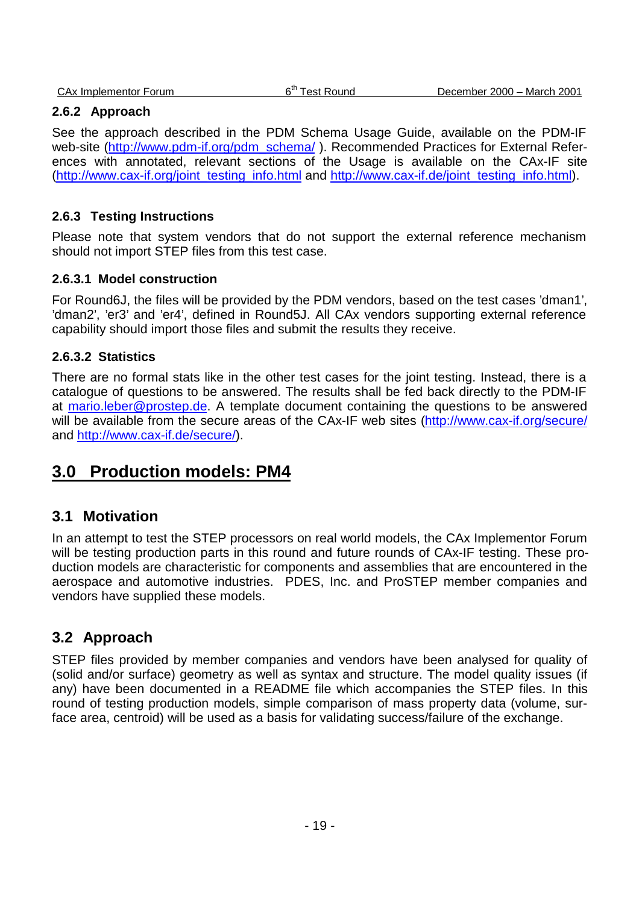### 2.6.2 Approach

See the approach described in the PDM Schema Usage Guide, available on the PDM-IF web-site (http://www.pdm-if.org/pdm_schema/ ). Recommended Practices for External References with annotated, relevant sections of the Usage is available on the CAx-IF site (http://www.cax-if.org/joint_testing_info.html and http://www.cax-if.de/joint_testing_info.html).

### 2.6.3 Testing Instructions

Please note that system vendors that do not support the external reference mechanism should not import STEP files from this test case.

#### 2.6.3.1 Model construction

For Round6J, the files will be provided by the PDM vendors, based on the test cases 'dman1', 'dman2', 'er3' and 'er4', defined in Round5J. All CAx vendors supporting external reference capability should import those files and submit the results they receive.

#### 2.6.3.2 Statistics

There are no formal stats like in the other test cases for the joint testing. Instead, there is a catalogue of questions to be answered. The results shall be fed back directly to the PDM-IF at mario.leber@prostep.de. A template document containing the questions to be answered will be available from the secure areas of the CAx-IF web sites (http://www.cax-if.org/secure/ and http://www.cax-if.de/secure/).

# 3.0 Production models: PM4

## 3.1 Motivation

In an attempt to test the STEP processors on real world models, the CAx Implementor Forum will be testing production parts in this round and future rounds of CAx-IF testing. These production models are characteristic for components and assemblies that are encountered in the aerospace and automotive industries. PDES, Inc. and ProSTEP member companies and vendors have supplied these models.

## 3.2 Approach

STEP files provided by member companies and vendors have been analysed for quality of (solid and/or surface) geometry as well as syntax and structure. The model quality issues (if any) have been documented in a README file which accompanies the STEP files. In this round of testing production models, simple comparison of mass property data (volume, surface area, centroid) will be used as a basis for validating success/failure of the exchange.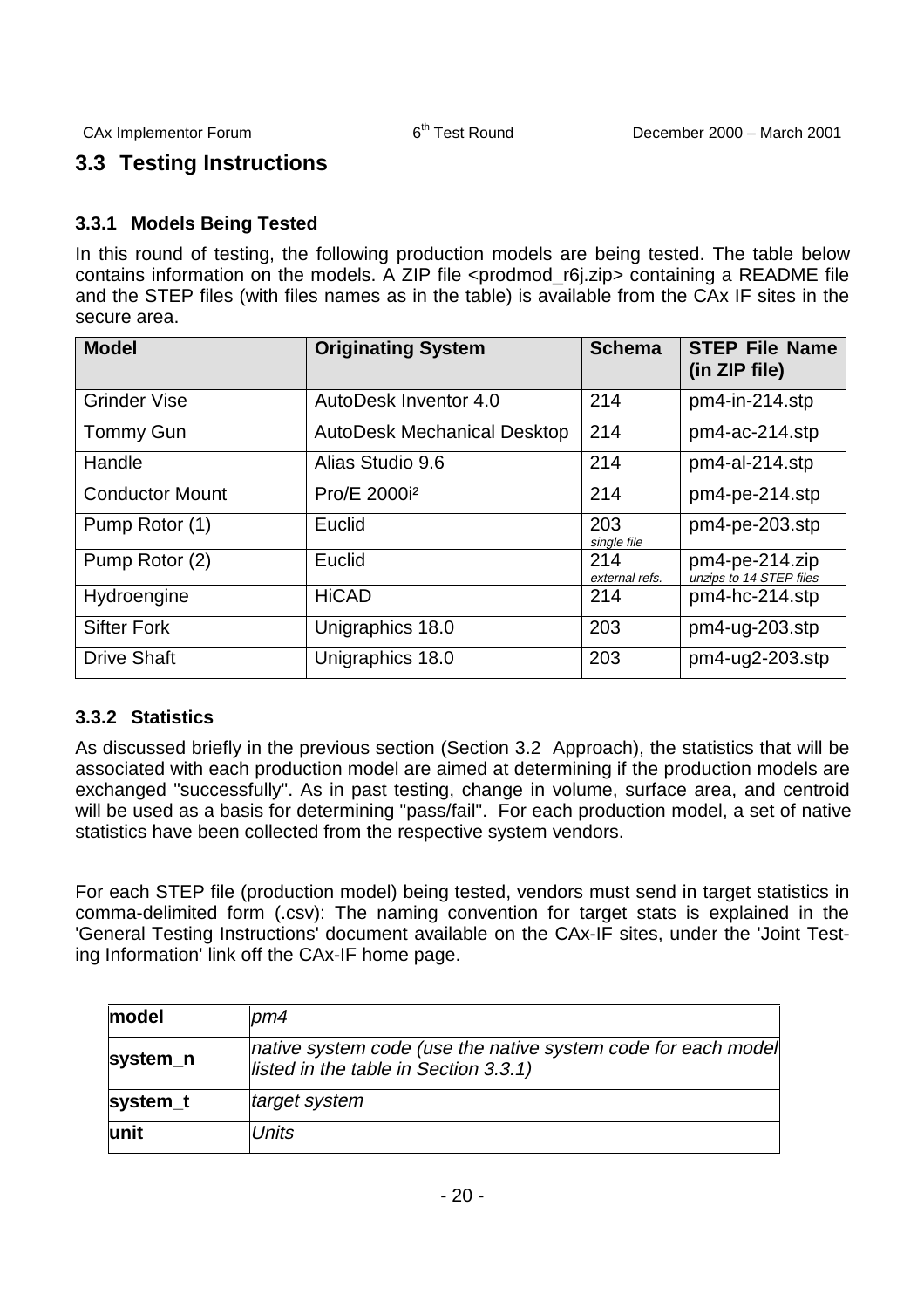## 3.3 Testing Instructions

### 3.3.1 Models Being Tested

In this round of testing, the following production models are being tested. The table below contains information on the models. A ZIP file <prodmod_r6j.zip> containing a README file and the STEP files (with files names as in the table) is available from the CAx IF sites in the secure area.

| Model | Originating System | Schema | STEP File Name (in ZIP file) |
|---|---|---|---|
| Grinder Vise | AutoDesk Inventor 4.0 | 214 | pm4-in-214.stp |
| Tommy Gun | AutoDesk Mechanical Desktop | 214 | pm4-ac-214.stp |
| Handle | Alias Studio 9.6 | 214 | pm4-al-214.stp |
| Conductor Mount | Pro/E 2000i² | 214 | pm4-pe-214.stp |
| Pump Rotor (1) | Euclid | 203 *single file* | pm4-pe-203.stp |
| Pump Rotor (2) | Euclid | 214 *external refs.* | pm4-pe-214.zip *unzips to 14 STEP files* |
| Hydroengine | HiCAD | 214 | pm4-hc-214.stp |
| Sifter Fork | Unigraphics 18.0 | 203 | pm4-ug-203.stp |
| Drive Shaft | Unigraphics 18.0 | 203 | pm4-ug2-203.stp |

### 3.3.2 Statistics

As discussed briefly in the previous section (Section 3.2 Approach), the statistics that will be associated with each production model are aimed at determining if the production models are exchanged "successfully". As in past testing, change in volume, surface area, and centroid will be used as a basis for determining "pass/fail". For each production model, a set of native statistics have been collected from the respective system vendors.

For each STEP file (production model) being tested, vendors must send in target statistics in comma-delimited form (.csv): The naming convention for target stats is explained in the 'General Testing Instructions' document available on the CAx-IF sites, under the 'Joint Testing Information' link off the CAx-IF home page.

| | |
|---|---|
| **model** | *pm4* |
| **system_n** | *native system code (use the native system code for each model listed in the table in Section 3.3.1)* |
| **system_t** | *target system* |
| **unit** | *Units* |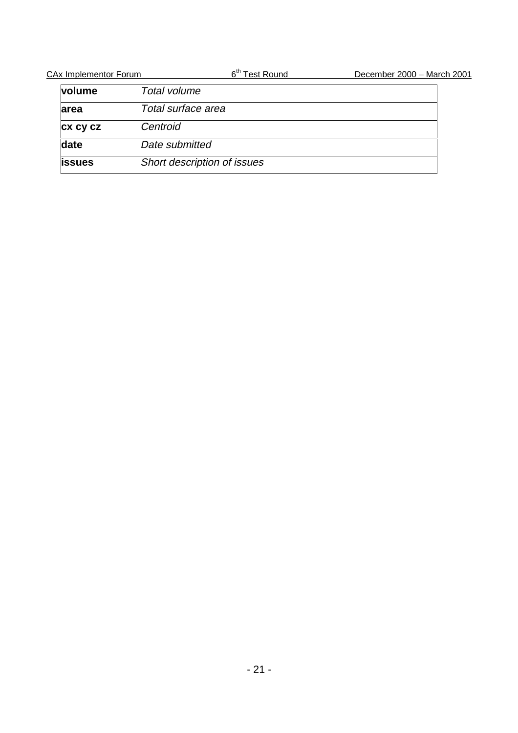| | |
|---|---|
| **volume** | *Total volume* |
| **area** | *Total surface area* |
| **cx cy cz** | *Centroid* |
| **date** | *Date submitted* |
| **issues** | *Short description of issues* |